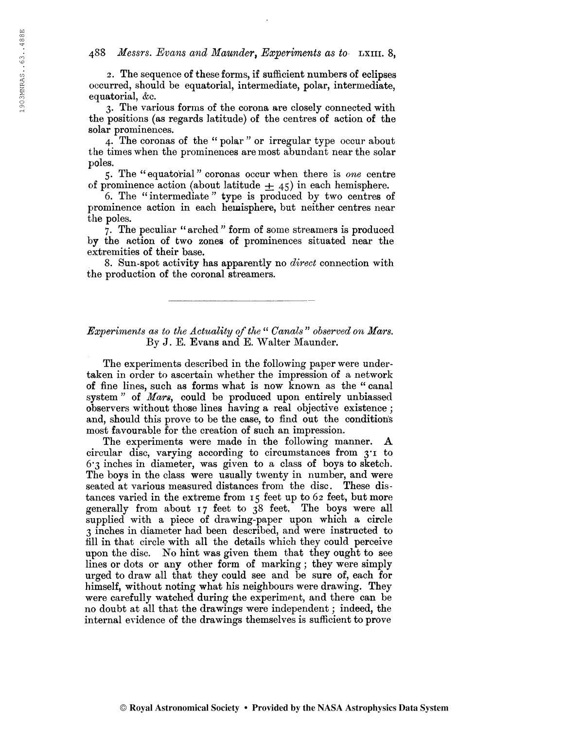2. The sequence of these forms, if sufficient numbers of eclipses occurred, should be equatorial, intermediate, polar, intermediate, equatorial, &c.

3. The various forms of the corona are closely connected with the positions (as regards latitude) of the centres of action of the solar prominences.

4. The coronas of the "polar" or irregular type occur about the times when the prominences are most abundant near the solar poles.

5. The "equatorial" coronas occur when there is *one* centre of prominence action (about latitude $\pm$ 45) in each hemisphere.

6. The "intermediate" type is produced by two centres of prominence action in each hemisphere, but neither centres near the poles.

7. The peculiar "arched" form of some streamers is produced by the action of two zones of prominences situated near the extremities of their base.

8. Sun-spot activity has apparently no *direct* connection with the production of the coronal streamers.

---

## *Experiments as to the Actuality of the "Canals" observed on Mars.* By J. E. Evans and E. Walter Maunder.

The experiments described in the following paper were undertaken in order to ascertain whether the impression of a network of fine lines, such as forms what is now known as the "canal system" of *Mars*, could be produced upon entirely unbiassed observers without those lines having a real objective existence; and, should this prove to be the case, to find out the conditions most favourable for the creation of such an impression.

The experiments were made in the following manner. A circular disc, varying according to circumstances from 3·1 to 6·3 inches in diameter, was given to a class of boys to sketch. The boys in the class were usually twenty in number, and were seated at various measured distances from the disc. These distances varied in the extreme from 15 feet up to 62 feet, but more generally from about 17 feet to 38 feet. The boys were all supplied with a piece of drawing-paper upon which a circle 3 inches in diameter had been described, and were instructed to fill in that circle with all the details which they could perceive upon the disc. No hint was given them that they ought to see lines or dots or any other form of marking; they were simply urged to draw all that they could see and be sure of, each for himself, without noting what his neighbours were drawing. They were carefully watched during the experiment, and there can be no doubt at all that the drawings were independent; indeed, the internal evidence of the drawings themselves is sufficient to prove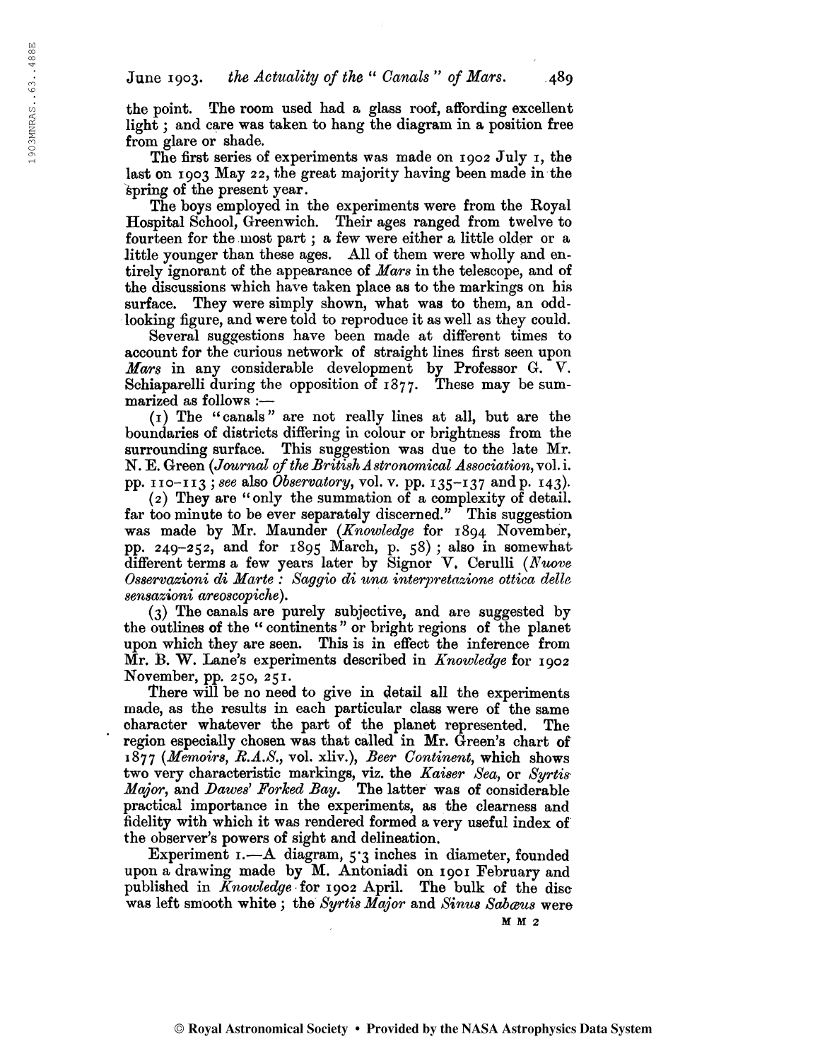the point. The room used had a glass roof, affording excellent light; and care was taken to hang the diagram in a position free from glare or shade.

The first series of experiments was made on 1902 July 1, the last on 1903 May 22, the great majority having been made in the spring of the present year.

The boys employed in the experiments were from the Royal Hospital School, Greenwich. Their ages ranged from twelve to fourteen for the most part; a few were either a little older or a little younger than these ages. All of them were wholly and entirely ignorant of the appearance of *Mars* in the telescope, and of the discussions which have taken place as to the markings on his surface. They were simply shown, what was to them, an odd-looking figure, and were told to reproduce it as well as they could.

Several suggestions have been made at different times to account for the curious network of straight lines first seen upon *Mars* in any considerable development by Professor G. V. Schiaparelli during the opposition of 1877. These may be summarized as follows:—

(1) The "canals" are not really lines at all, but are the boundaries of districts differing in colour or brightness from the surrounding surface. This suggestion was due to the late Mr. N. E. Green (*Journal of the British Astronomical Association*, vol. i. pp. 110–113; *see* also *Observatory*, vol. v. pp. 135–137 and p. 143).

(2) They are "only the summation of a complexity of detail. far too minute to be ever separately discerned." This suggestion was made by Mr. Maunder (*Knowledge* for 1894 November, pp. 249–252, and for 1895 March, p. 58); also in somewhat different terms a few years later by Signor V. Cerulli (*Nuove Osservazioni di Marte: Saggio di una interpretazione ottica delle sensazioni areoscopiche*).

(3) The canals are purely subjective, and are suggested by the outlines of the "continents" or bright regions of the planet upon which they are seen. This is in effect the inference from Mr. B. W. Lane's experiments described in *Knowledge* for 1902 November, pp. 250, 251.

There will be no need to give in detail all the experiments made, as the results in each particular class were of the same character whatever the part of the planet represented. The region especially chosen was that called in Mr. Green's chart of 1877 (*Memoirs, R.A.S.*, vol. xliv.), *Beer Continent*, which shows two very characteristic markings, viz. the *Kaiser Sea*, or *Syrtis Major*, and *Dawes' Forked Bay*. The latter was of considerable practical importance in the experiments, as the clearness and fidelity with which it was rendered formed a very useful index of the observer's powers of sight and delineation.

Experiment 1.—A diagram, 5·3 inches in diameter, founded upon a drawing made by M. Antoniadi on 1901 February and published in *Knowledge* for 1902 April. The bulk of the disc was left smooth white; the *Syrtis Major* and *Sinus Sabæus* were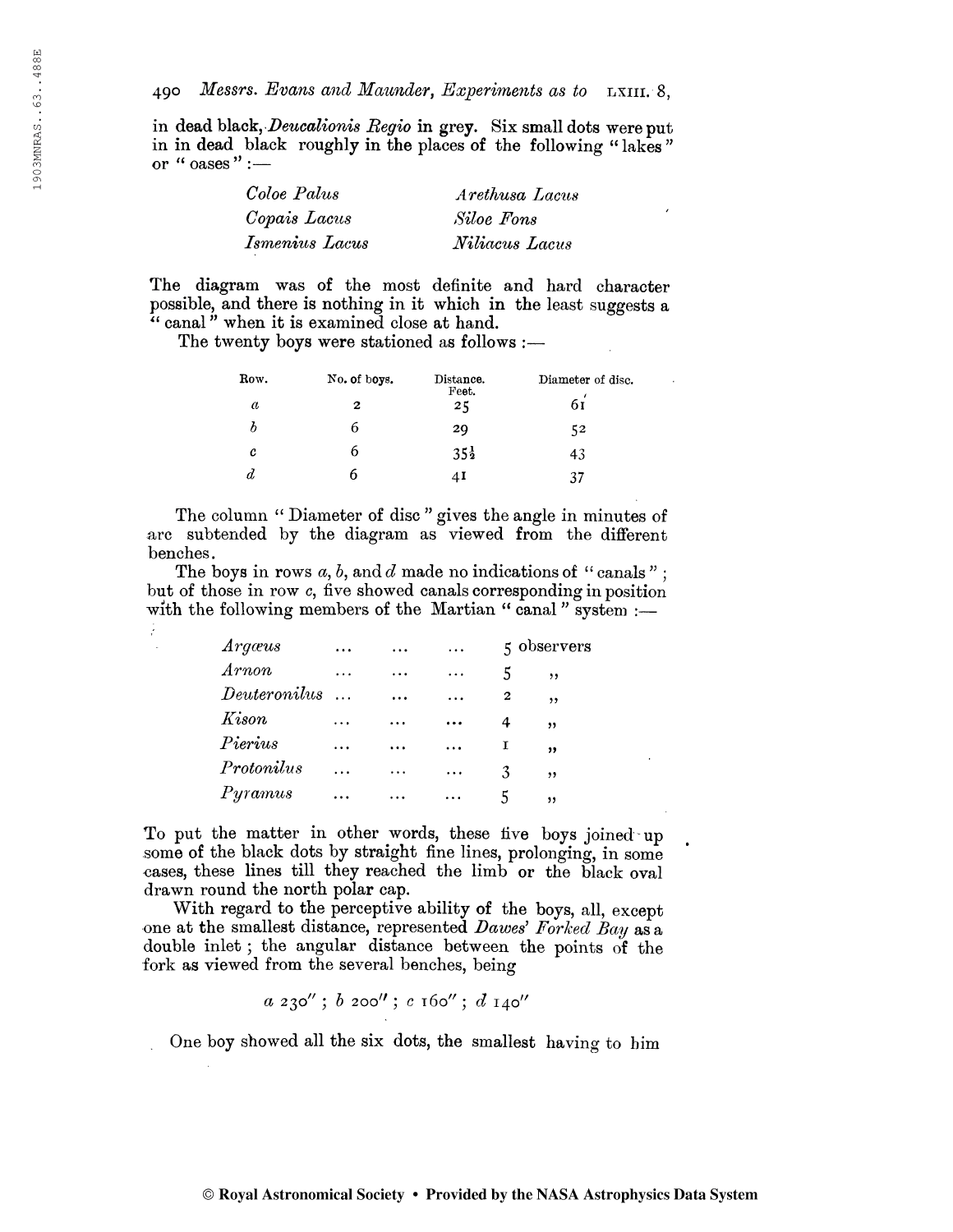in dead black, *Deucalionis Regio* in grey. Six small dots were put in in dead black roughly in the places of the following "lakes" or "oases":—

| | |
|---|---|
| *Coloe Palus* | *Arethusa Lacus* |
| *Copais Lacus* | *Siloe Fons* |
| *Ismenius Lacus* | *Niliacus Lacus* |

The diagram was of the most definite and hard character possible, and there is nothing in it which in the least suggests a "canal" when it is examined close at hand.

The twenty boys were stationed as follows:—

| Row. | No. of boys. | Distance. Feet. | Diameter of disc. |
|---|---|---|---|
| *a* | 2 | 25 | 61′ |
| *b* | 6 | 29 | 52 |
| *c* | 6 | 35½ | 43 |
| *d* | 6 | 41 | 37 |

The column "Diameter of disc" gives the angle in minutes of arc subtended by the diagram as viewed from the different benches.

The boys in rows *a*, *b*, and *d* made no indications of "canals"; but of those in row *c*, five showed canals corresponding in position with the following members of the Martian "canal" system:—

| | | |
|---|---|---|
| *Argæus* | ... ... ... | 5 observers |
| *Arnon* | ... ... ... | 5 " |
| *Deuteronilus* | ... ... ... | 2 " |
| *Kison* | ... ... ... | 4 " |
| *Pierius* | ... ... ... | 1 " |
| *Protonilus* | ... ... ... | 3 " |
| *Pyramus* | ... ... ... | 5 " |

To put the matter in other words, these five boys joined up some of the black dots by straight fine lines, prolonging, in some cases, these lines till they reached the limb or the black oval drawn round the north polar cap.

With regard to the perceptive ability of the boys, all, except one at the smallest distance, represented *Dawes' Forked Bay* as a double inlet; the angular distance between the points of the fork as viewed from the several benches, being

*a* 230″; *b* 200″; *c* 160″; *d* 140″

One boy showed all the six dots, the smallest having to him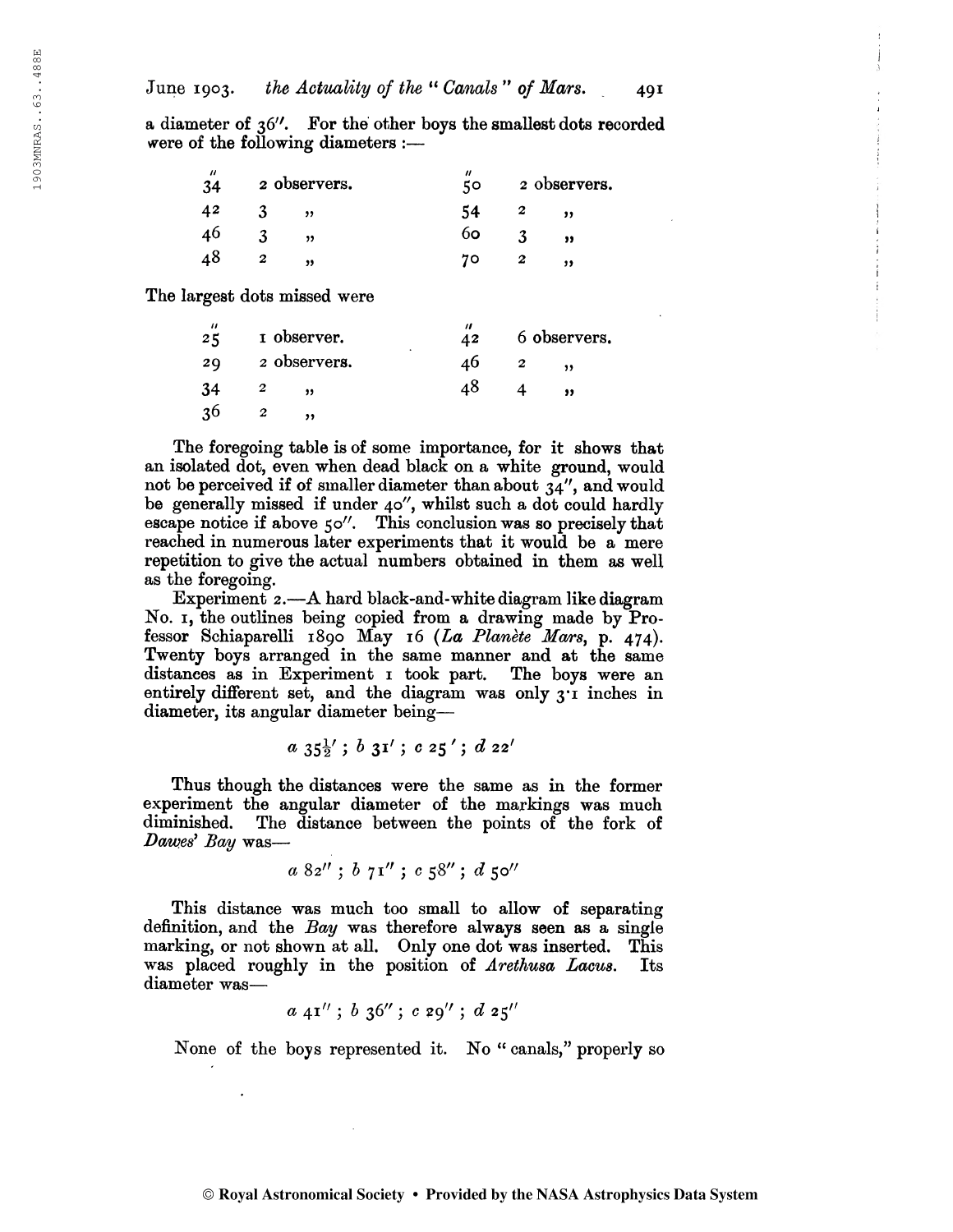a diameter of 36″. For the other boys the smallest dots recorded were of the following diameters :—

| | | | |
|---|---|---|---|
| 34″ | 2 observers. | 50″ | 2 observers. |
| 42 | 3 " | 54 | 2 " |
| 46 | 3 " | 60 | 3 " |
| 48 | 2 " | 70 | 2 " |

The largest dots missed were

| | | | |
|---|---|---|---|
| 25″ | 1 observer. | 42″ | 6 observers. |
| 29 | 2 observers. | 46 | 2 " |
| 34 | 2 " | 48 | 4 " |
| 36 | 2 " | | |

The foregoing table is of some importance, for it shows that an isolated dot, even when dead black on a white ground, would not be perceived if of smaller diameter than about 34″, and would be generally missed if under 40″, whilst such a dot could hardly escape notice if above 50″. This conclusion was so precisely that reached in numerous later experiments that it would be a mere repetition to give the actual numbers obtained in them as well as the foregoing.

Experiment 2.—A hard black-and-white diagram like diagram No. 1, the outlines being copied from a drawing made by Professor Schiaparelli 1890 May 16 (*La Planète Mars*, p. 474). Twenty boys arranged in the same manner and at the same distances as in Experiment 1 took part. The boys were an entirely different set, and the diagram was only 3·1 inches in diameter, its angular diameter being—

*a* 35½′ ; *b* 31′ ; *c* 25′ ; *d* 22′

Thus though the distances were the same as in the former experiment the angular diameter of the markings was much diminished. The distance between the points of the fork of *Dawes' Bay* was—

*a* 82″ ; *b* 71″ ; *c* 58″ ; *d* 50″

This distance was much too small to allow of separating definition, and the *Bay* was therefore always seen as a single marking, or not shown at all. Only one dot was inserted. This was placed roughly in the position of *Arethusa Lacus*. Its diameter was—

*a* 41″ ; *b* 36″ ; *c* 29″ ; *d* 25″

None of the boys represented it. No "canals," properly so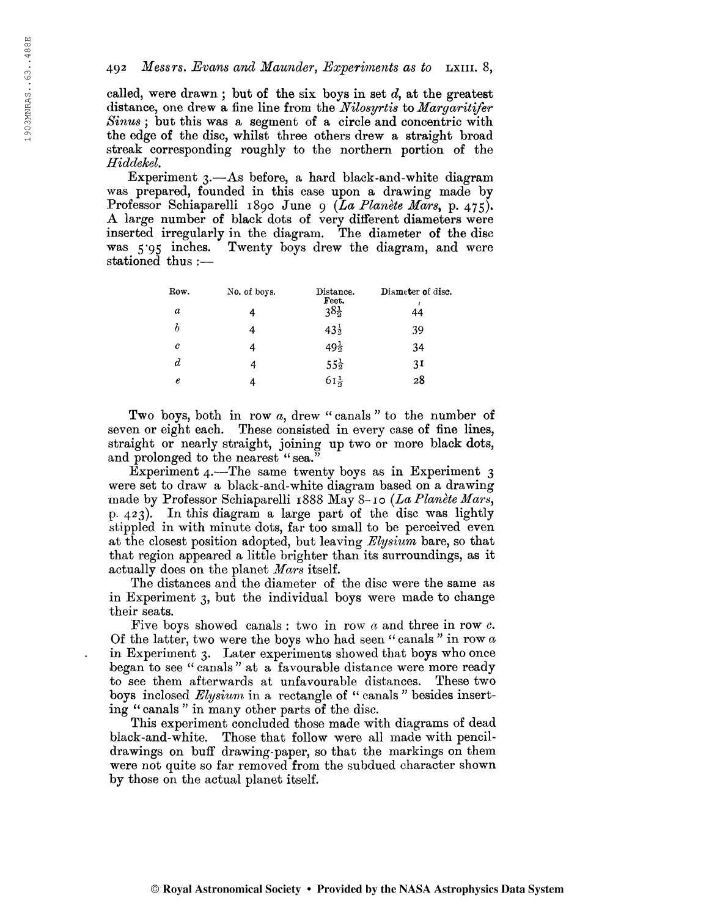called, were drawn; but of the six boys in set *d*, at the greatest distance, one drew a fine line from the *Nilosyrtis* to *Margaritifer Sinus*; but this was a segment of a circle and concentric with the edge of the disc, whilst three others drew a straight broad streak corresponding roughly to the northern portion of the *Hiddekel*.

Experiment 3.—As before, a hard black-and-white diagram was prepared, founded in this case upon a drawing made by Professor Schiaparelli 1890 June 9 (*La Planète Mars*, p. 475). A large number of black dots of very different diameters were inserted irregularly in the diagram. The diameter of the disc was 5·95 inches. Twenty boys drew the diagram, and were stationed thus:—

| Row. | No. of boys. | Distance. Feet. | Diameter of disc. ′ |
|---|---|---|---|
| *a* | 4 | $38\frac{1}{2}$ | 44 |
| *b* | 4 | $43\frac{1}{2}$ | 39 |
| *c* | 4 | $49\frac{1}{2}$ | 34 |
| *d* | 4 | $55\frac{1}{2}$ | 31 |
| *e* | 4 | $61\frac{1}{2}$ | 28 |

Two boys, both in row *a*, drew "canals" to the number of seven or eight each. These consisted in every case of fine lines, straight or nearly straight, joining up two or more black dots, and prolonged to the nearest "sea."

Experiment 4.—The same twenty boys as in Experiment 3 were set to draw a black-and-white diagram based on a drawing made by Professor Schiaparelli 1888 May 8–10 (*La Planète Mars*, p. 423). In this diagram a large part of the disc was lightly stippled in with minute dots, far too small to be perceived even at the closest position adopted, but leaving *Elysium* bare, so that that region appeared a little brighter than its surroundings, as it actually does on the planet *Mars* itself.

The distances and the diameter of the disc were the same as in Experiment 3, but the individual boys were made to change their seats.

Five boys showed canals: two in row *a* and three in row *c*. Of the latter, two were the boys who had seen "canals" in row *a* in Experiment 3. Later experiments showed that boys who once began to see "canals" at a favourable distance were more ready to see them afterwards at unfavourable distances. These two boys inclosed *Elysium* in a rectangle of "canals" besides inserting "canals" in many other parts of the disc.

This experiment concluded those made with diagrams of dead black-and-white. Those that follow were all made with pencil-drawings on buff drawing-paper, so that the markings on them were not quite so far removed from the subdued character shown by those on the actual planet itself.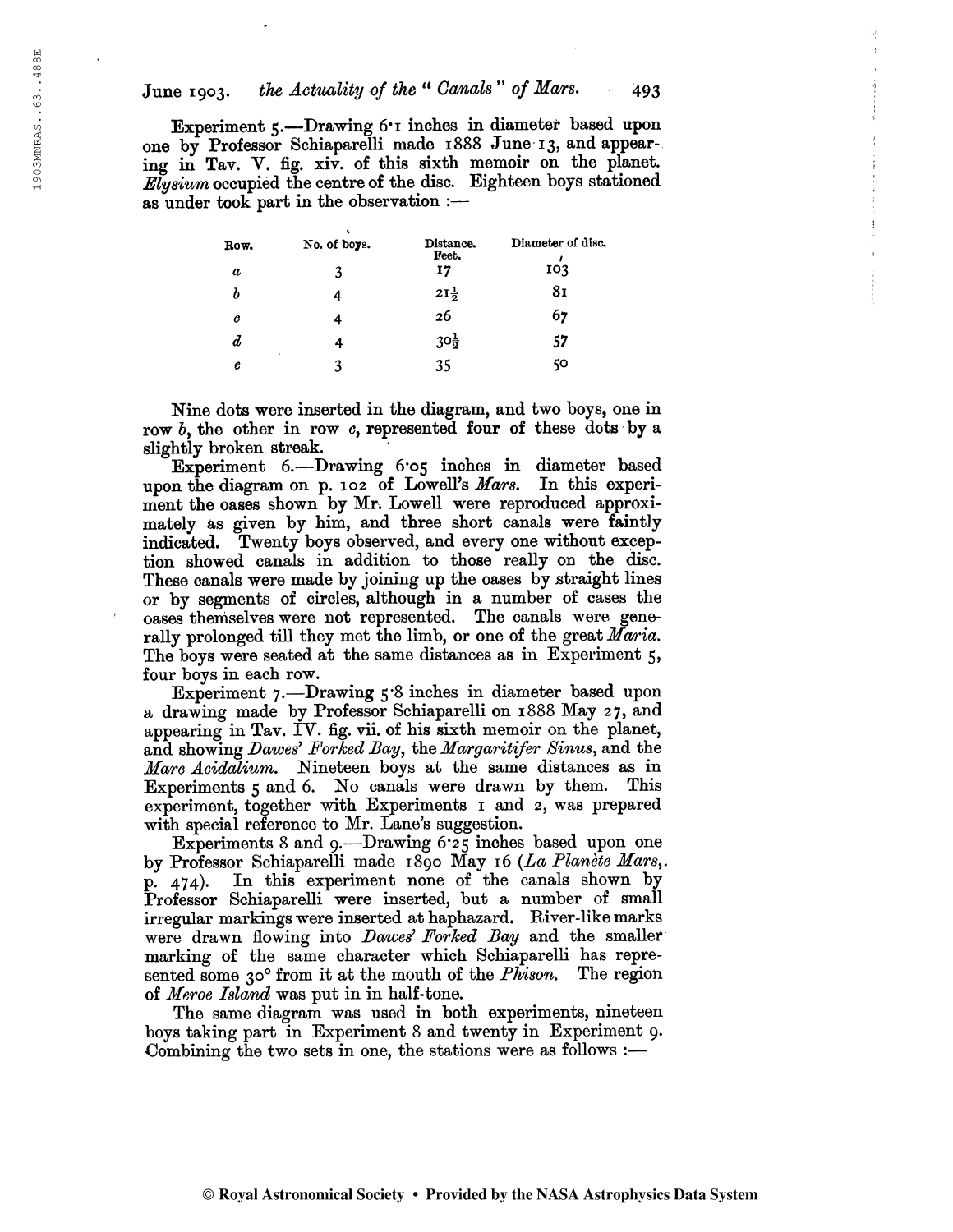Experiment 5.—Drawing 6·1 inches in diameter based upon one by Professor Schiaparelli made 1888 June 13, and appearing in Tav. V. fig. xiv. of this sixth memoir on the planet. *Elysium* occupied the centre of the disc. Eighteen boys stationed as under took part in the observation :—

| Row. | No. of boys. | Distance. Feet. | Diameter of disc. ′ |
|---|---|---|---|
| *a* | 3 | 17 | 103 |
| *b* | 4 | 21½ | 81 |
| *c* | 4 | 26 | 67 |
| *d* | 4 | 30½ | 57 |
| *e* | 3 | 35 | 50 |

Nine dots were inserted in the diagram, and two boys, one in row *b*, the other in row *c*, represented four of these dots by a slightly broken streak.

Experiment 6.—Drawing 6·05 inches in diameter based upon the diagram on p. 102 of Lowell's *Mars*. In this experiment the oases shown by Mr. Lowell were reproduced approximately as given by him, and three short canals were faintly indicated. Twenty boys observed, and every one without exception showed canals in addition to those really on the disc. These canals were made by joining up the oases by straight lines or by segments of circles, although in a number of cases the oases themselves were not represented. The canals were generally prolonged till they met the limb, or one of the great *Maria*. The boys were seated at the same distances as in Experiment 5, four boys in each row.

Experiment 7.—Drawing 5·8 inches in diameter based upon a drawing made by Professor Schiaparelli on 1888 May 27, and appearing in Tav. IV. fig. vii. of his sixth memoir on the planet, and showing *Dawes' Forked Bay*, the *Margaritifer Sinus*, and the *Mare Acidalium*. Nineteen boys at the same distances as in Experiments 5 and 6. No canals were drawn by them. This experiment, together with Experiments 1 and 2, was prepared with special reference to Mr. Lane's suggestion.

Experiments 8 and 9.—Drawing 6·25 inches based upon one by Professor Schiaparelli made 1890 May 16 (*La Planète Mars*, p. 474). In this experiment none of the canals shown by Professor Schiaparelli were inserted, but a number of small irregular markings were inserted at haphazard. River-like marks were drawn flowing into *Dawes' Forked Bay* and the smaller marking of the same character which Schiaparelli has represented some 30° from it at the mouth of the *Phison*. The region of *Meroe Island* was put in in half-tone.

The same diagram was used in both experiments, nineteen boys taking part in Experiment 8 and twenty in Experiment 9. Combining the two sets in one, the stations were as follows :—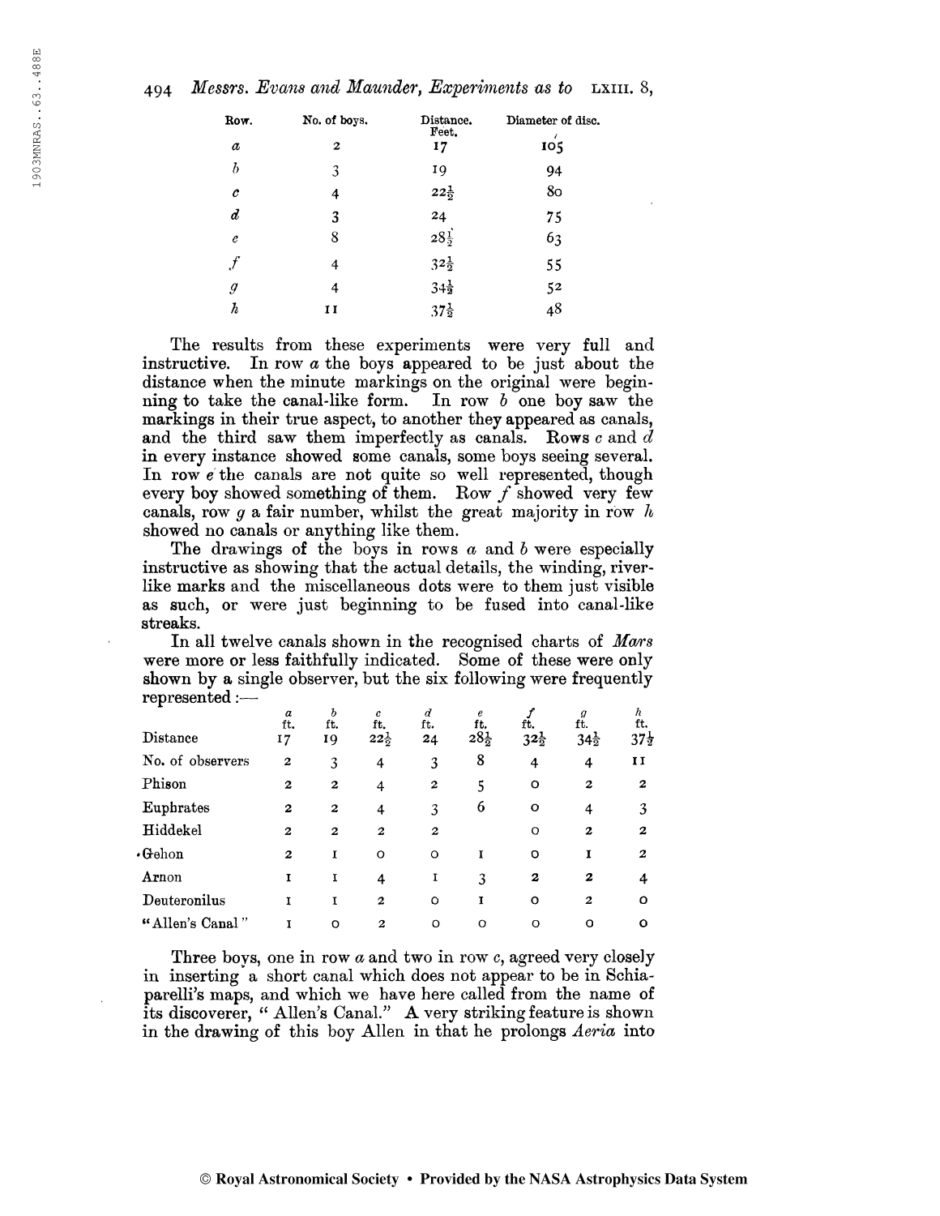| Row. | No. of boys. | Distance. Feet. | Diameter of disc. ′ |
|---|---|---|---|
| *a* | 2 | 17 | 105 |
| *b* | 3 | 19 | 94 |
| *c* | 4 | 22½ | 80 |
| *d* | 3 | 24 | 75 |
| *e* | 8 | 28½ | 63 |
| *f* | 4 | 32½ | 55 |
| *g* | 4 | 34½ | 52 |
| *h* | 11 | 37½ | 48 |

The results from these experiments were very full and instructive. In row *a* the boys appeared to be just about the distance when the minute markings on the original were beginning to take the canal-like form. In row *b* one boy saw the markings in their true aspect, to another they appeared as canals, and the third saw them imperfectly as canals. Rows *c* and *d* in every instance showed some canals, some boys seeing several. In row *e* the canals are not quite so well represented, though every boy showed something of them. Row *f* showed very few canals, row *g* a fair number, whilst the great majority in row *h* showed no canals or anything like them.

The drawings of the boys in rows *a* and *b* were especially instructive as showing that the actual details, the winding, river-like marks and the miscellaneous dots were to them just visible as such, or were just beginning to be fused into canal-like streaks.

In all twelve canals shown in the recognised charts of *Mars* were more or less faithfully indicated. Some of these were only shown by a single observer, but the six following were frequently represented:—

| | *a* | *b* | *c* | *d* | *e* | *f* | *g* | *h* |
|---|---|---|---|---|---|---|---|---|
| Distance | ft. 17 | ft. 19 | ft. 22½ | ft. 24 | ft. 28½ | ft. 32½ | ft. 34½ | ft. 37½ |
| No. of observers | 2 | 3 | 4 | 3 | 8 | 4 | 4 | 11 |
| Phison | 2 | 2 | 4 | 2 | 5 | 0 | 2 | 2 |
| Euphrates | 2 | 2 | 4 | 3 | 6 | 0 | 4 | 3 |
| Hiddekel | 2 | 2 | 2 | 2 | | 0 | 2 | 2 |
| Gehon | 2 | 1 | 0 | 0 | 1 | 0 | 1 | 2 |
| Arnon | 1 | 1 | 4 | 1 | 3 | 2 | 2 | 4 |
| Deuteronilus | 1 | 1 | 2 | 0 | 1 | 0 | 2 | 0 |
| "Allen's Canal" | 1 | 0 | 2 | 0 | 0 | 0 | 0 | 0 |

Three boys, one in row *a* and two in row *c*, agreed very closely in inserting a short canal which does not appear to be in Schiaparelli's maps, and which we have here called from the name of its discoverer, "Allen's Canal." A very striking feature is shown in the drawing of this boy Allen in that he prolongs *Aeria* into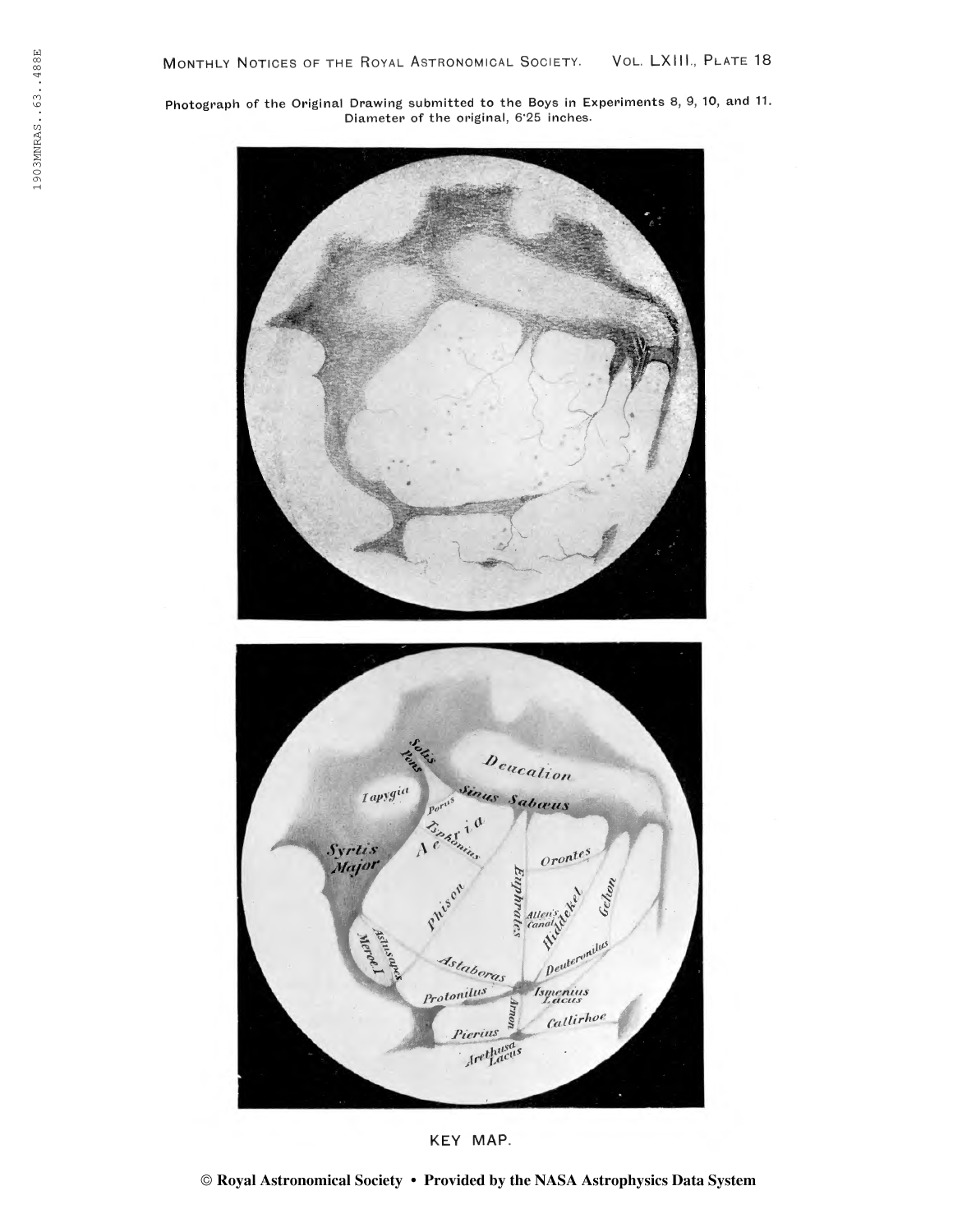Photograph of the Original Drawing submitted to the Boys in Experiments 8, 9, 10, and 11.
Diameter of the original, 6·25 inches.

Solis Pons
Deucalion
Iapygia
Porus
Sinus Sabæus
Tsphonius
Aeria
Syrtis Major
Orontes
Phison
Euphrates
Hiddekel
Gehon
Allen's Canal
Astusapes
Meroe I.
Astaboras
Deuteronilus
Protonilus
Arnon
Ismenius Lacus
Callirhoe
Pierius
Arethusa Lacus

KEY MAP.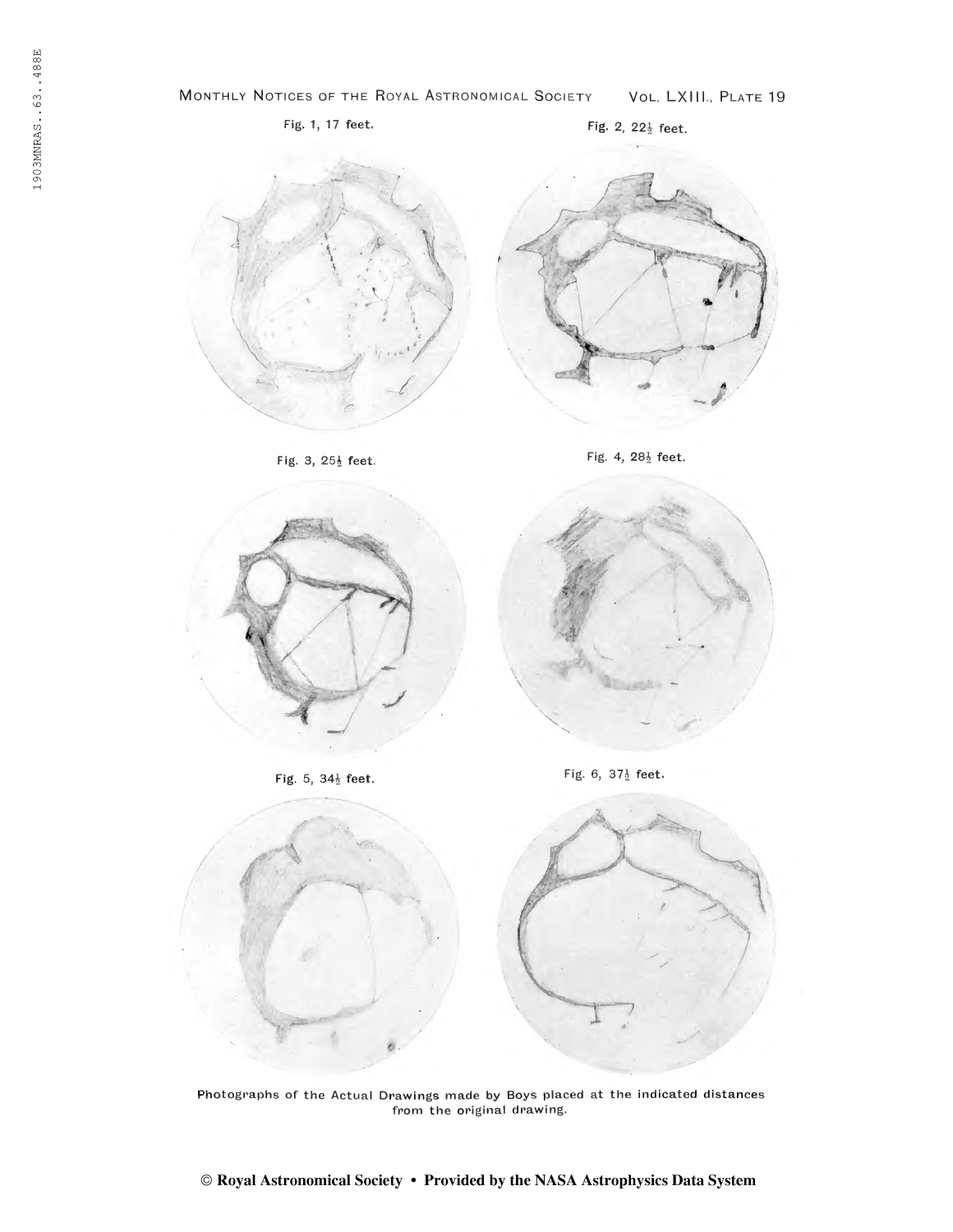Fig. 1, 17 feet.

Fig. 2, $22\frac{1}{2}$ feet.

Fig. 3, $25\frac{1}{2}$ feet.

Fig. 4, $28\frac{1}{2}$ feet.

Fig. 5, $34\frac{1}{2}$ feet.

Fig. 6, $37\frac{1}{2}$ feet.

Photographs of the Actual Drawings made by Boys placed at the indicated distances from the original drawing.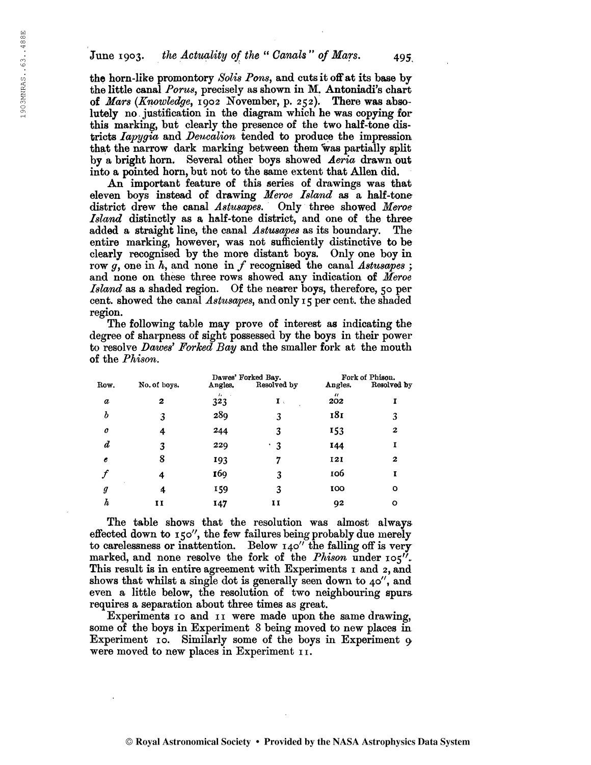the horn-like promontory *Solis Pons*, and cuts it off at its base by the little canal *Porus*, precisely as shown in M. Antoniadi's chart of *Mars* (*Knowledge*, 1902 November, p. 252). There was absolutely no justification in the diagram which he was copying for this marking, but clearly the presence of the two half-tone districts *Iapygia* and *Deucalion* tended to produce the impression that the narrow dark marking between them was partially split by a bright horn. Several other boys showed *Aeria* drawn out into a pointed horn, but not to the same extent that Allen did.

An important feature of this series of drawings was that eleven boys instead of drawing *Meroe Island* as a half-tone district drew the canal *Astusapes*. Only three showed *Meroe Island* distinctly as a half-tone district, and one of the three added a straight line, the canal *Astusapes* as its boundary. The entire marking, however, was not sufficiently distinctive to be clearly recognised by the more distant boys. Only one boy in row *g*, one in *h*, and none in *f* recognised the canal *Astusapes*; and none on these three rows showed any indication of *Meroe Island* as a shaded region. Of the nearer boys, therefore, 50 per cent. showed the canal *Astusapes*, and only 15 per cent. the shaded region.

The following table may prove of interest as indicating the degree of sharpness of sight possessed by the boys in their power to resolve *Dawes' Forked Bay* and the smaller fork at the mouth of the *Phison*.

| Row. | No. of boys. | Dawes' Forked Bay. | | Fork of Phison. | |
|---|---|---|---|---|---|
| | | Angles. | Resolved by | Angles. | Resolved by |
| *a* | 2 | 323″ | 1 | 202″ | 1 |
| *b* | 3 | 289 | 3 | 181 | 3 |
| *c* | 4 | 244 | 3 | 153 | 2 |
| *d* | 3 | 229 | 3 | 144 | 1 |
| *e* | 8 | 193 | 7 | 121 | 2 |
| *f* | 4 | 169 | 3 | 106 | 1 |
| *g* | 4 | 159 | 3 | 100 | 0 |
| *h* | 11 | 147 | 11 | 92 | 0 |

The table shows that the resolution was almost always effected down to 150″, the few failures being probably due merely to carelessness or inattention. Below 140″ the falling off is very marked, and none resolve the fork of the *Phison* under 105″. This result is in entire agreement with Experiments 1 and 2, and shows that whilst a single dot is generally seen down to 40″, and even a little below, the resolution of two neighbouring spurs requires a separation about three times as great.

Experiments 10 and 11 were made upon the same drawing, some of the boys in Experiment 8 being moved to new places in Experiment 10. Similarly some of the boys in Experiment 9 were moved to new places in Experiment 11.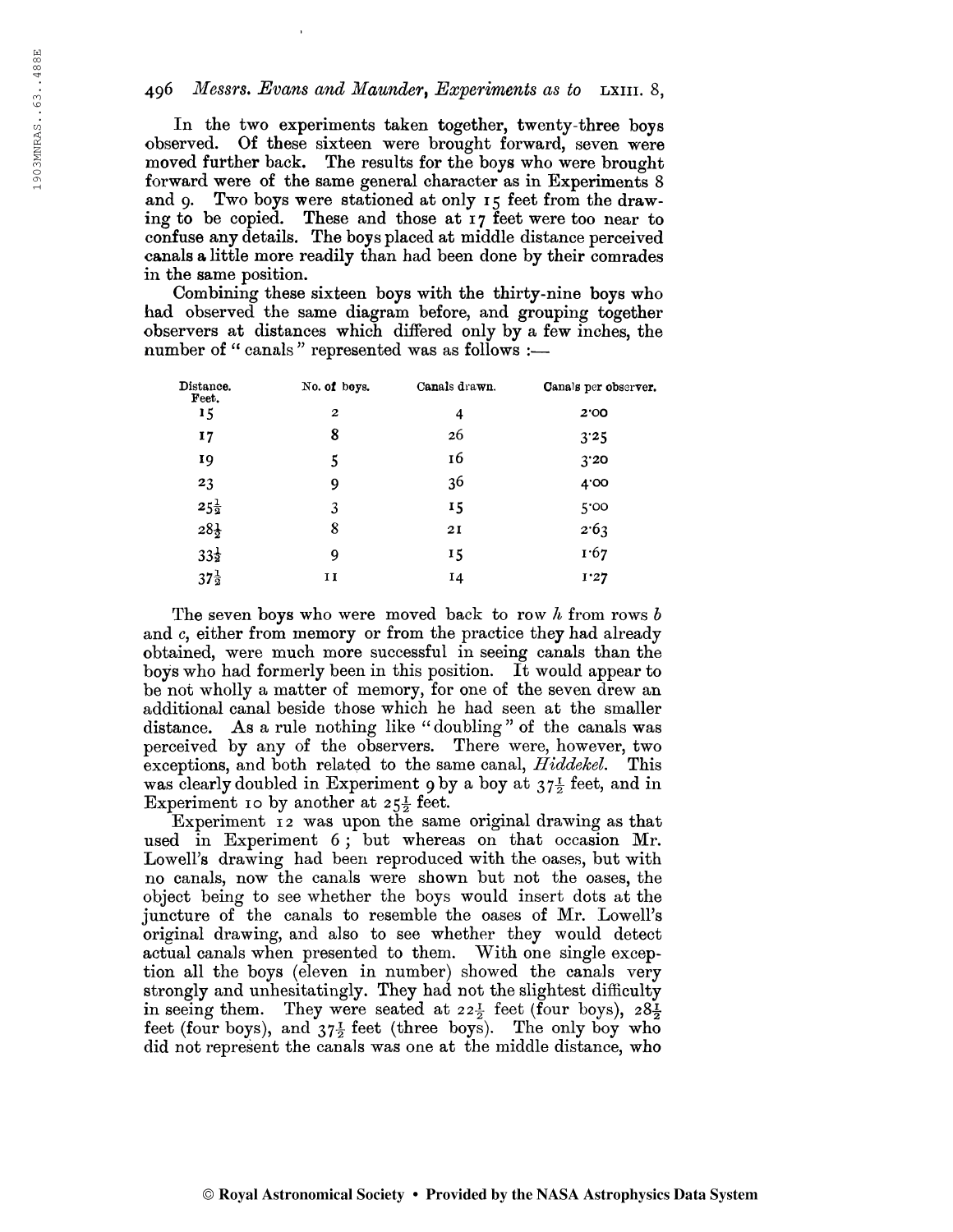In the two experiments taken together, twenty-three boys observed. Of these sixteen were brought forward, seven were moved further back. The results for the boys who were brought forward were of the same general character as in Experiments 8 and 9. Two boys were stationed at only 15 feet from the drawing to be copied. These and those at 17 feet were too near to confuse any details. The boys placed at middle distance perceived canals a little more readily than had been done by their comrades in the same position.

Combining these sixteen boys with the thirty-nine boys who had observed the same diagram before, and grouping together observers at distances which differed only by a few inches, the number of "canals" represented was as follows :—

| Distance. Feet. | No. of boys. | Canals drawn. | Canals per observer. |
|---|---|---|---|
| 15 | 2 | 4 | 2·00 |
| 17 | 8 | 26 | 3·25 |
| 19 | 5 | 16 | 3·20 |
| 23 | 9 | 36 | 4·00 |
| 25½ | 3 | 15 | 5·00 |
| 28½ | 8 | 21 | 2·63 |
| 33½ | 9 | 15 | 1·67 |
| 37½ | 11 | 14 | 1·27 |

The seven boys who were moved back to row *h* from rows *b* and *c*, either from memory or from the practice they had already obtained, were much more successful in seeing canals than the boys who had formerly been in this position. It would appear to be not wholly a matter of memory, for one of the seven drew an additional canal beside those which he had seen at the smaller distance. As a rule nothing like "doubling" of the canals was perceived by any of the observers. There were, however, two exceptions, and both related to the same canal, *Hiddekel*. This was clearly doubled in Experiment 9 by a boy at 37½ feet, and in Experiment 10 by another at 25½ feet.

Experiment 12 was upon the same original drawing as that used in Experiment 6; but whereas on that occasion Mr. Lowell's drawing had been reproduced with the oases, but with no canals, now the canals were shown but not the oases, the object being to see whether the boys would insert dots at the juncture of the canals to resemble the oases of Mr. Lowell's original drawing, and also to see whether they would detect actual canals when presented to them. With one single exception all the boys (eleven in number) showed the canals very strongly and unhesitatingly. They had not the slightest difficulty in seeing them. They were seated at 22½ feet (four boys), 28½ feet (four boys), and 37½ feet (three boys). The only boy who did not represent the canals was one at the middle distance, who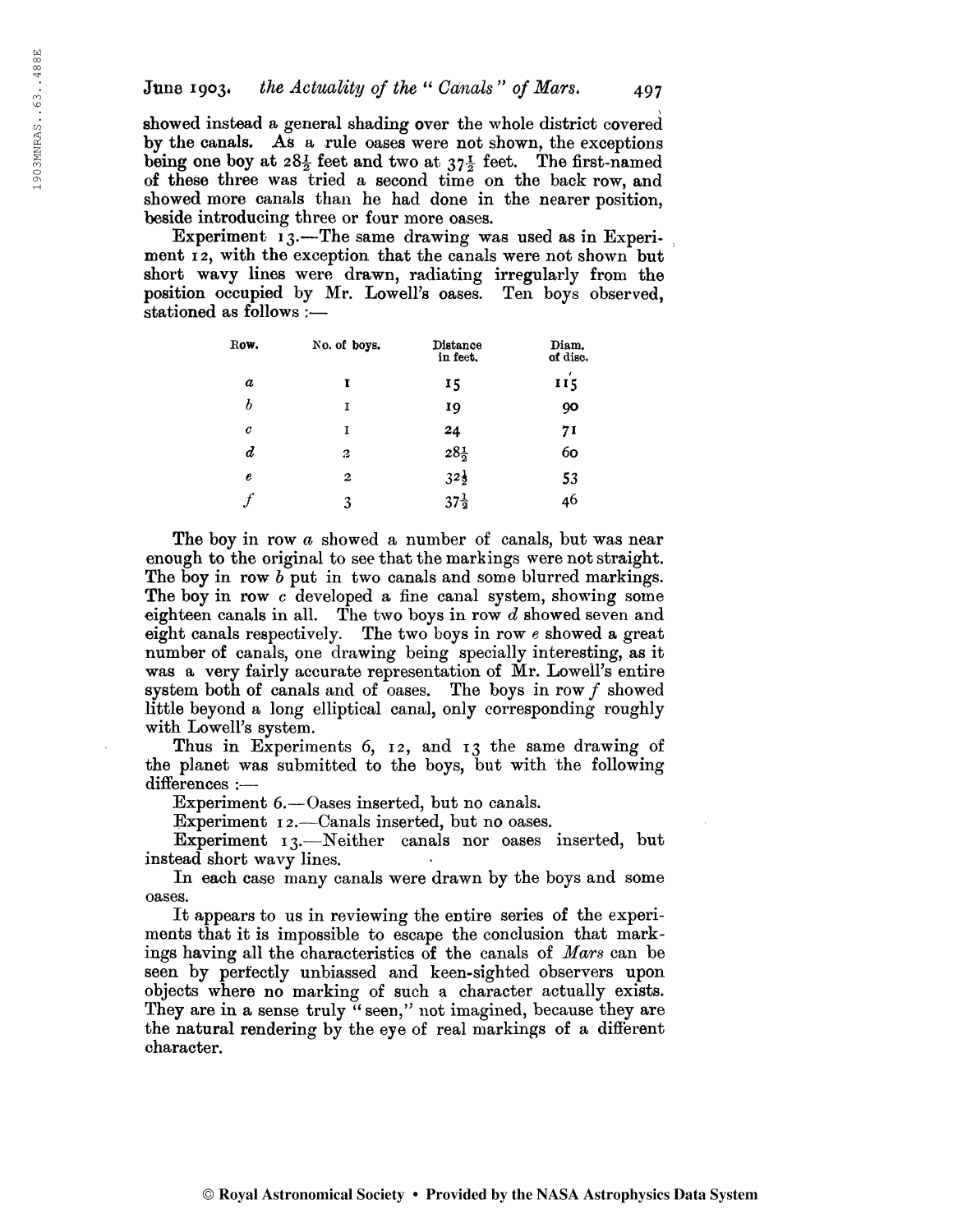showed instead a general shading over the whole district covered by the canals. As a rule oases were not shown, the exceptions being one boy at $28\frac{1}{2}$ feet and two at $37\frac{1}{2}$ feet. The first-named of these three was tried a second time on the back row, and showed more canals than he had done in the nearer position, beside introducing three or four more oases.

Experiment 13.—The same drawing was used as in Experiment 12, with the exception that the canals were not shown but short wavy lines were drawn, radiating irregularly from the position occupied by Mr. Lowell's oases. Ten boys observed, stationed as follows :—

| Row. | No. of boys. | Distance in feet. | Diam. of disc. |
|---|---|---|---|
| *a* | 1 | 15 | 115 |
| *b* | 1 | 19 | 90 |
| *c* | 1 | 24 | 71 |
| *d* | 2 | $28\frac{1}{2}$ | 60 |
| *e* | 2 | $32\frac{1}{2}$ | 53 |
| *f* | 3 | $37\frac{1}{2}$ | 46 |

The boy in row *a* showed a number of canals, but was near enough to the original to see that the markings were not straight. The boy in row *b* put in two canals and some blurred markings. The boy in row *c* developed a fine canal system, showing some eighteen canals in all. The two boys in row *d* showed seven and eight canals respectively. The two boys in row *e* showed a great number of canals, one drawing being specially interesting, as it was a very fairly accurate representation of Mr. Lowell's entire system both of canals and of oases. The boys in row *f* showed little beyond a long elliptical canal, only corresponding roughly with Lowell's system.

Thus in Experiments 6, 12, and 13 the same drawing of the planet was submitted to the boys, but with the following differences :—

Experiment 6.—Oases inserted, but no canals.

Experiment 12.—Canals inserted, but no oases.

Experiment 13.—Neither canals nor oases inserted, but instead short wavy lines.

In each case many canals were drawn by the boys and some oases.

It appears to us in reviewing the entire series of the experiments that it is impossible to escape the conclusion that markings having all the characteristics of the canals of *Mars* can be seen by perfectly unbiassed and keen-sighted observers upon objects where no marking of such a character actually exists. They are in a sense truly "seen," not imagined, because they are the natural rendering by the eye of real markings of a different character.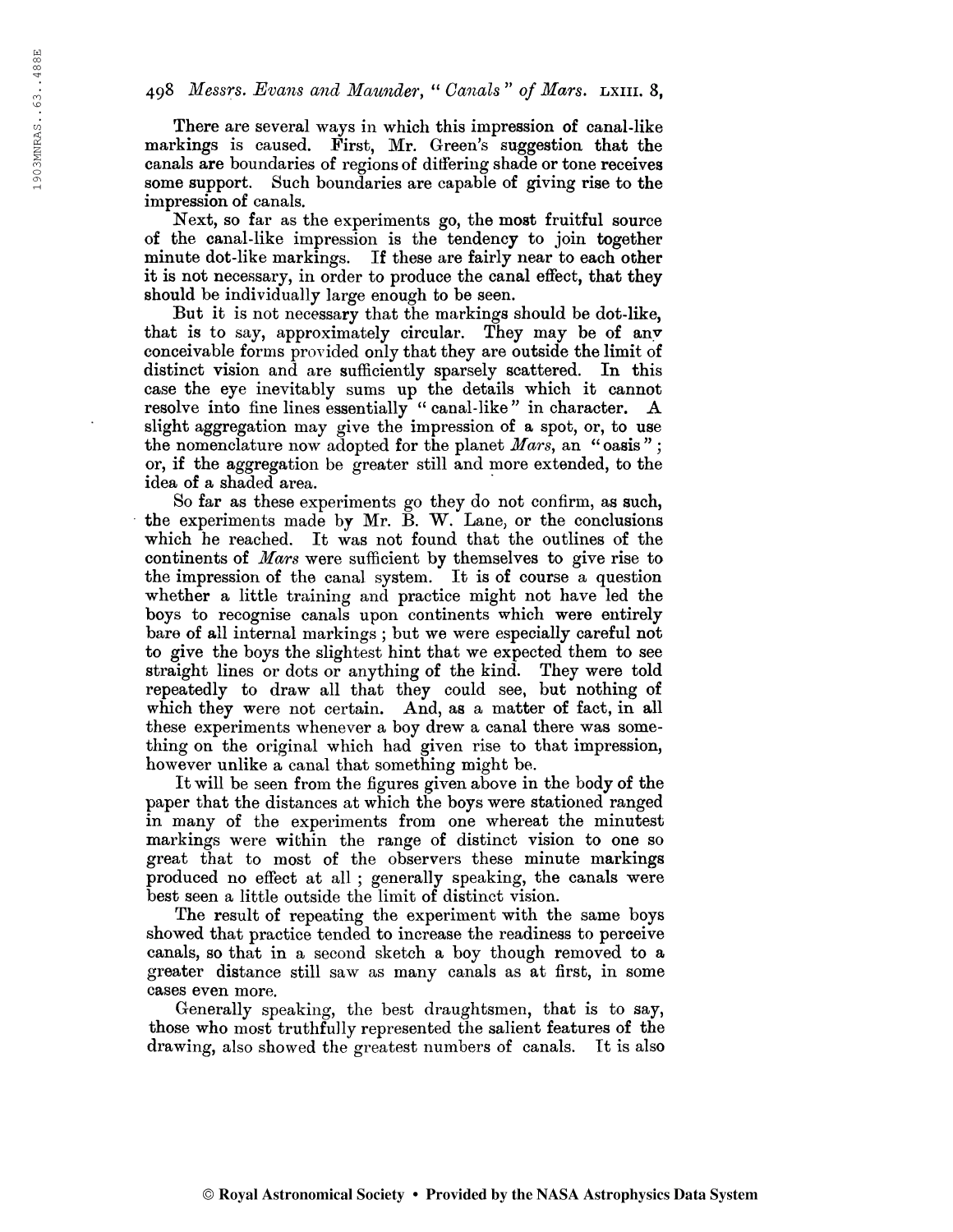There are several ways in which this impression of canal-like markings is caused. First, Mr. Green's suggestion that the canals are boundaries of regions of differing shade or tone receives some support. Such boundaries are capable of giving rise to the impression of canals.

Next, so far as the experiments go, the most fruitful source of the canal-like impression is the tendency to join together minute dot-like markings. If these are fairly near to each other it is not necessary, in order to produce the canal effect, that they should be individually large enough to be seen.

But it is not necessary that the markings should be dot-like, that is to say, approximately circular. They may be of any conceivable forms provided only that they are outside the limit of distinct vision and are sufficiently sparsely scattered. In this case the eye inevitably sums up the details which it cannot resolve into fine lines essentially "canal-like" in character. A slight aggregation may give the impression of a spot, or, to use the nomenclature now adopted for the planet *Mars*, an "oasis"; or, if the aggregation be greater still and more extended, to the idea of a shaded area.

So far as these experiments go they do not confirm, as such, the experiments made by Mr. B. W. Lane, or the conclusions which he reached. It was not found that the outlines of the continents of *Mars* were sufficient by themselves to give rise to the impression of the canal system. It is of course a question whether a little training and practice might not have led the boys to recognise canals upon continents which were entirely bare of all internal markings; but we were especially careful not to give the boys the slightest hint that we expected them to see straight lines or dots or anything of the kind. They were told repeatedly to draw all that they could see, but nothing of which they were not certain. And, as a matter of fact, in all these experiments whenever a boy drew a canal there was something on the original which had given rise to that impression, however unlike a canal that something might be.

It will be seen from the figures given above in the body of the paper that the distances at which the boys were stationed ranged in many of the experiments from one whereat the minutest markings were within the range of distinct vision to one so great that to most of the observers these minute markings produced no effect at all; generally speaking, the canals were best seen a little outside the limit of distinct vision.

The result of repeating the experiment with the same boys showed that practice tended to increase the readiness to perceive canals, so that in a second sketch a boy though removed to a greater distance still saw as many canals as at first, in some cases even more.

Generally speaking, the best draughtsmen, that is to say, those who most truthfully represented the salient features of the drawing, also showed the greatest numbers of canals. It is also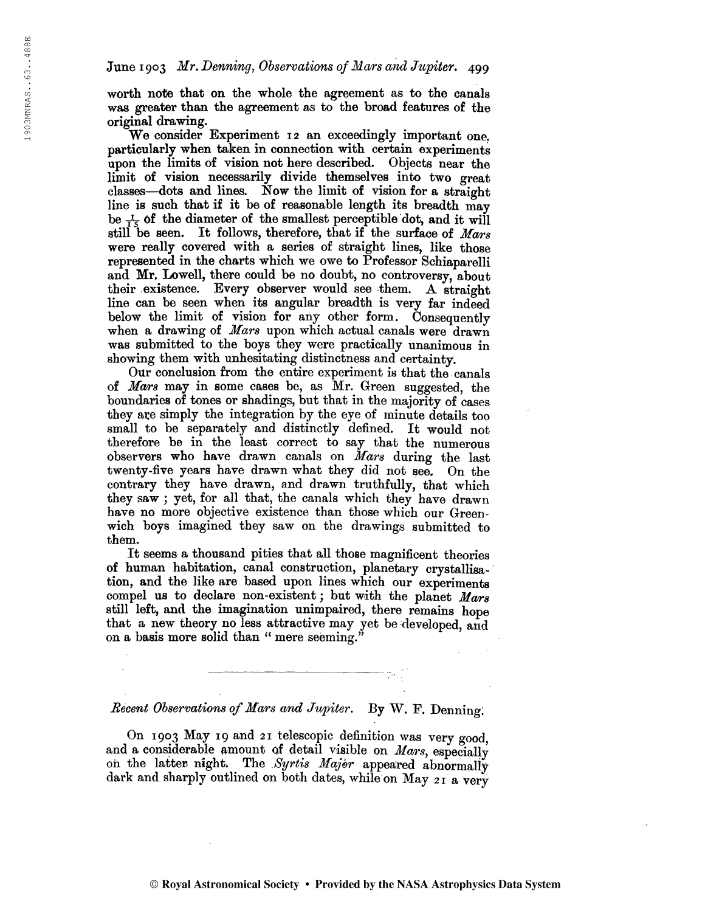worth note that on the whole the agreement as to the canals was greater than the agreement as to the broad features of the original drawing.

We consider Experiment 12 an exceedingly important one, particularly when taken in connection with certain experiments upon the limits of vision not here described. Objects near the limit of vision necessarily divide themselves into two great classes—dots and lines. Now the limit of vision for a straight line is such that if it be of reasonable length its breadth may be $\frac{1}{15}$ of the diameter of the smallest perceptible dot, and it will still be seen. It follows, therefore, that if the surface of *Mars* were really covered with a series of straight lines, like those represented in the charts which we owe to Professor Schiaparelli and Mr. Lowell, there could be no doubt, no controversy, about their existence. Every observer would see them. A straight line can be seen when its angular breadth is very far indeed below the limit of vision for any other form. Consequently when a drawing of *Mars* upon which actual canals were drawn was submitted to the boys they were practically unanimous in showing them with unhesitating distinctness and certainty.

Our conclusion from the entire experiment is that the canals of *Mars* may in some cases be, as Mr. Green suggested, the boundaries of tones or shadings, but that in the majority of cases they are simply the integration by the eye of minute details too small to be separately and distinctly defined. It would not therefore be in the least correct to say that the numerous observers who have drawn canals on *Mars* during the last twenty-five years have drawn what they did not see. On the contrary they have drawn, and drawn truthfully, that which they saw; yet, for all that, the canals which they have drawn have no more objective existence than those which our Greenwich boys imagined they saw on the drawings submitted to them.

It seems a thousand pities that all those magnificent theories of human habitation, canal construction, planetary crystallisation, and the like are based upon lines which our experiments compel us to declare non-existent; but with the planet *Mars* still left, and the imagination unimpaired, there remains hope that a new theory no less attractive may yet be developed, and on a basis more solid than "mere seeming."

---

## *Recent Observations of Mars and Jupiter.* By W. F. Denning.

On 1903 May 19 and 21 telescopic definition was very good, and a considerable amount of detail visible on *Mars*, especially on the latter night. The *Syrtis Major* appeared abnormally dark and sharply outlined on both dates, while on May 21 a very